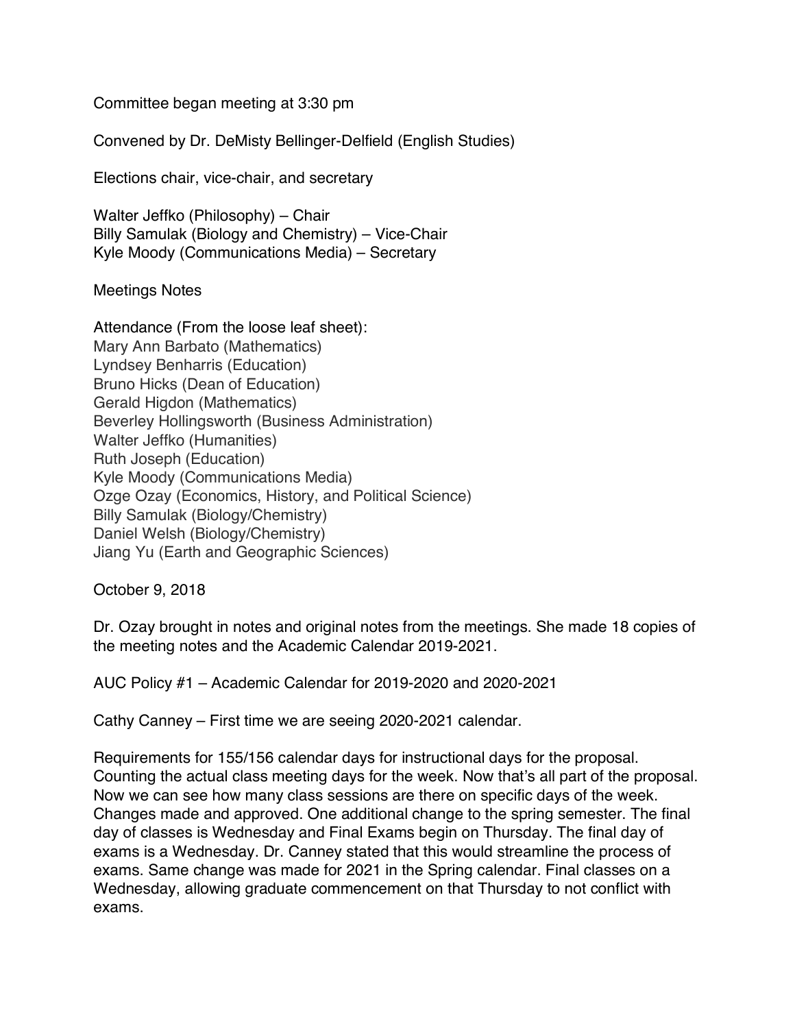Committee began meeting at 3:30 pm

Convened by Dr. DeMisty Bellinger-Delfield (English Studies)

Elections chair, vice-chair, and secretary

Walter Jeffko (Philosophy) – Chair
Billy Samulak (Biology and Chemistry) – Vice-Chair
Kyle Moody (Communications Media) – Secretary

Meetings Notes

Attendance (From the loose leaf sheet):
Mary Ann Barbato (Mathematics)
Lyndsey Benharris (Education)
Bruno Hicks (Dean of Education)
Gerald Higdon (Mathematics)
Beverley Hollingsworth (Business Administration)
Walter Jeffko (Humanities)
Ruth Joseph (Education)
Kyle Moody (Communications Media)
Ozge Ozay (Economics, History, and Political Science)
Billy Samulak (Biology/Chemistry)
Daniel Welsh (Biology/Chemistry)
Jiang Yu (Earth and Geographic Sciences)

October 9, 2018

Dr. Ozay brought in notes and original notes from the meetings. She made 18 copies of the meeting notes and the Academic Calendar 2019-2021.

AUC Policy #1 – Academic Calendar for 2019-2020 and 2020-2021

Cathy Canney – First time we are seeing 2020-2021 calendar.

Requirements for 155/156 calendar days for instructional days for the proposal. Counting the actual class meeting days for the week. Now that's all part of the proposal. Now we can see how many class sessions are there on specific days of the week. Changes made and approved. One additional change to the spring semester. The final day of classes is Wednesday and Final Exams begin on Thursday. The final day of exams is a Wednesday. Dr. Canney stated that this would streamline the process of exams. Same change was made for 2021 in the Spring calendar. Final classes on a Wednesday, allowing graduate commencement on that Thursday to not conflict with exams.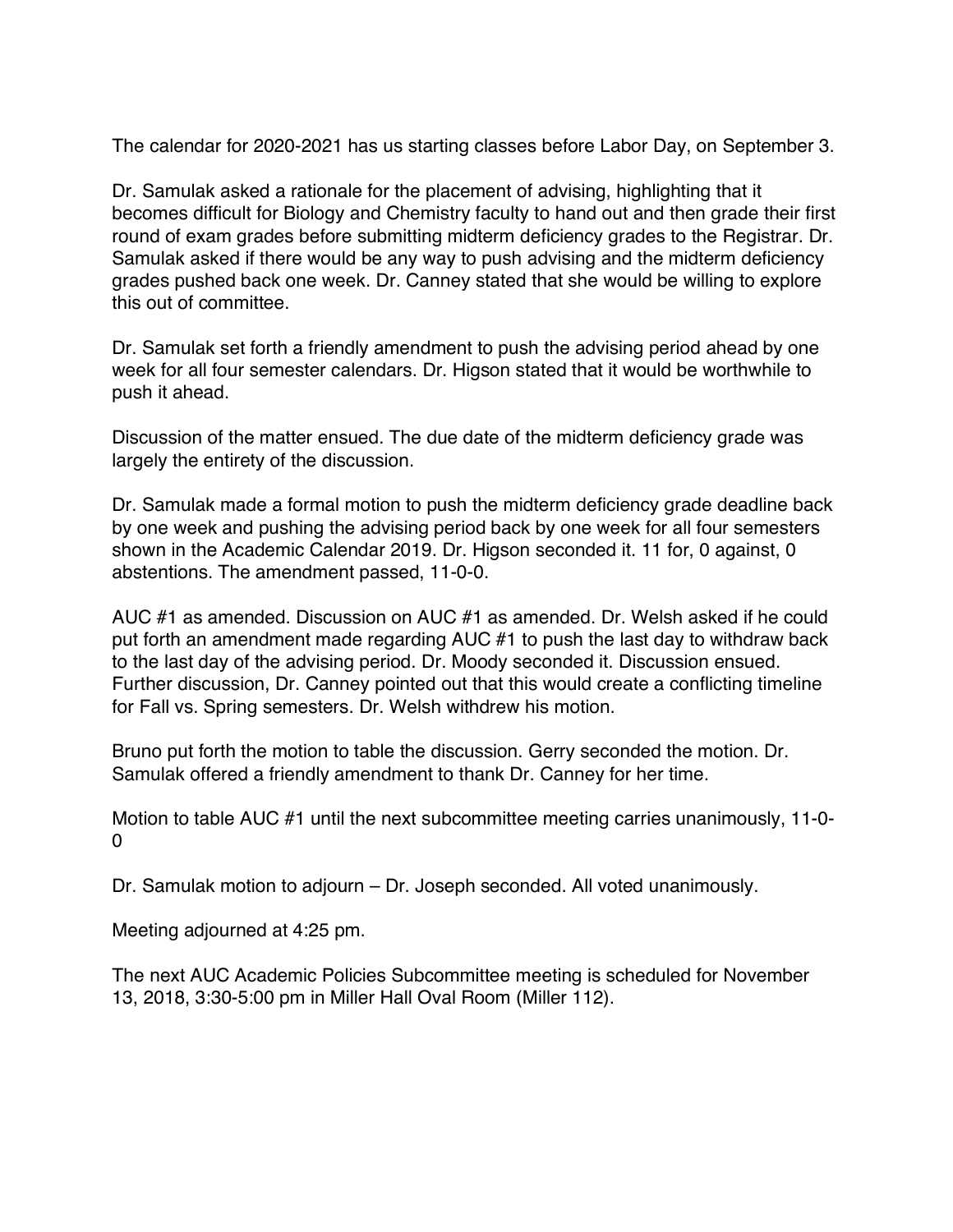The calendar for 2020-2021 has us starting classes before Labor Day, on September 3.

Dr. Samulak asked a rationale for the placement of advising, highlighting that it becomes difficult for Biology and Chemistry faculty to hand out and then grade their first round of exam grades before submitting midterm deficiency grades to the Registrar. Dr. Samulak asked if there would be any way to push advising and the midterm deficiency grades pushed back one week. Dr. Canney stated that she would be willing to explore this out of committee.

Dr. Samulak set forth a friendly amendment to push the advising period ahead by one week for all four semester calendars. Dr. Higson stated that it would be worthwhile to push it ahead.

Discussion of the matter ensued. The due date of the midterm deficiency grade was largely the entirety of the discussion.

Dr. Samulak made a formal motion to push the midterm deficiency grade deadline back by one week and pushing the advising period back by one week for all four semesters shown in the Academic Calendar 2019. Dr. Higson seconded it. 11 for, 0 against, 0 abstentions. The amendment passed, 11-0-0.

AUC #1 as amended. Discussion on AUC #1 as amended. Dr. Welsh asked if he could put forth an amendment made regarding AUC #1 to push the last day to withdraw back to the last day of the advising period. Dr. Moody seconded it. Discussion ensued. Further discussion, Dr. Canney pointed out that this would create a conflicting timeline for Fall vs. Spring semesters. Dr. Welsh withdrew his motion.

Bruno put forth the motion to table the discussion. Gerry seconded the motion. Dr. Samulak offered a friendly amendment to thank Dr. Canney for her time.

Motion to table AUC #1 until the next subcommittee meeting carries unanimously, 11-0-0

Dr. Samulak motion to adjourn – Dr. Joseph seconded. All voted unanimously.

Meeting adjourned at 4:25 pm.

The next AUC Academic Policies Subcommittee meeting is scheduled for November 13, 2018, 3:30-5:00 pm in Miller Hall Oval Room (Miller 112).